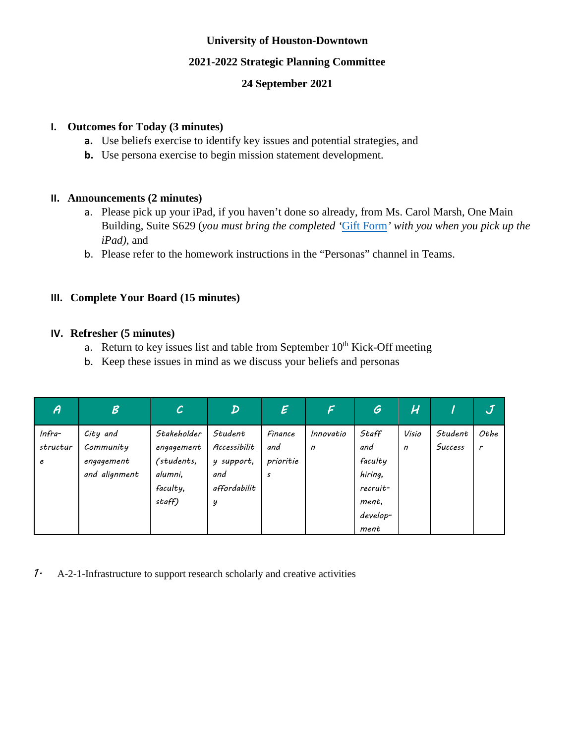**University of Houston-Downtown**

**2021-2022 Strategic Planning Committee**

**24 September 2021**

## I. Outcomes for Today (3 minutes)

- **a.** Use beliefs exercise to identify key issues and potential strategies, and
- **b.** Use persona exercise to begin mission statement development.

## II. Announcements (2 minutes)

- a. Please pick up your iPad, if you haven't done so already, from Ms. Carol Marsh, One Main Building, Suite S629 (*you must bring the completed 'Gift Form' with you when you pick up the iPad)*, and
- b. Please refer to the homework instructions in the "Personas" channel in Teams.

## III. Complete Your Board (15 minutes)

## IV. Refresher (5 minutes)

- a. Return to key issues list and table from September 10th Kick-Off meeting
- b. Keep these issues in mind as we discuss your beliefs and personas

| A | B | C | D | E | F | G | H | I | J |
|---|---|---|---|---|---|---|---|---|---|
| Infra-structure | City and Community engagement and alignment | Stakeholder engagement (students, alumni, faculty, staff) | Student Accessibility support, and affordability | Finance and priorities | Innovation | Staff and faculty hiring, recruit-ment, develop-ment | Vision | Student Success | Other |

1. A-2-1-Infrastructure to support research scholarly and creative activities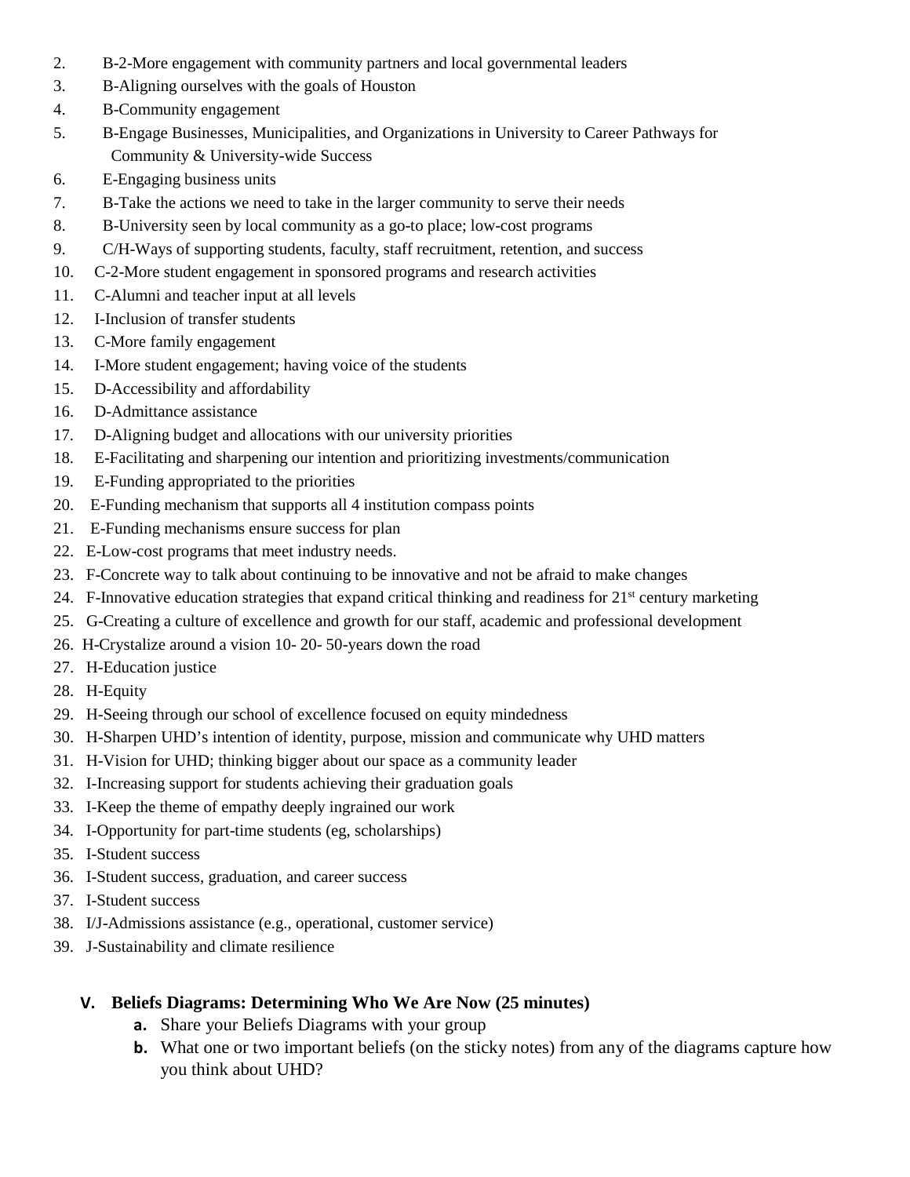2. B-2-More engagement with community partners and local governmental leaders
3. B-Aligning ourselves with the goals of Houston
4. B-Community engagement
5. B-Engage Businesses, Municipalities, and Organizations in University to Career Pathways for Community & University-wide Success
6. E-Engaging business units
7. B-Take the actions we need to take in the larger community to serve their needs
8. B-University seen by local community as a go-to place; low-cost programs
9. C/H-Ways of supporting students, faculty, staff recruitment, retention, and success
10. C-2-More student engagement in sponsored programs and research activities
11. C-Alumni and teacher input at all levels
12. I-Inclusion of transfer students
13. C-More family engagement
14. I-More student engagement; having voice of the students
15. D-Accessibility and affordability
16. D-Admittance assistance
17. D-Aligning budget and allocations with our university priorities
18. E-Facilitating and sharpening our intention and prioritizing investments/communication
19. E-Funding appropriated to the priorities
20. E-Funding mechanism that supports all 4 institution compass points
21. E-Funding mechanisms ensure success for plan
22. E-Low-cost programs that meet industry needs.
23. F-Concrete way to talk about continuing to be innovative and not be afraid to make changes
24. F-Innovative education strategies that expand critical thinking and readiness for 21st century marketing
25. G-Creating a culture of excellence and growth for our staff, academic and professional development
26. H-Crystalize around a vision 10- 20- 50-years down the road
27. H-Education justice
28. H-Equity
29. H-Seeing through our school of excellence focused on equity mindedness
30. H-Sharpen UHD's intention of identity, purpose, mission and communicate why UHD matters
31. H-Vision for UHD; thinking bigger about our space as a community leader
32. I-Increasing support for students achieving their graduation goals
33. I-Keep the theme of empathy deeply ingrained our work
34. I-Opportunity for part-time students (eg, scholarships)
35. I-Student success
36. I-Student success, graduation, and career success
37. I-Student success
38. I/J-Admissions assistance (e.g., operational, customer service)
39. J-Sustainability and climate resilience

## V. Beliefs Diagrams: Determining Who We Are Now (25 minutes)

a. Share your Beliefs Diagrams with your group
b. What one or two important beliefs (on the sticky notes) from any of the diagrams capture how you think about UHD?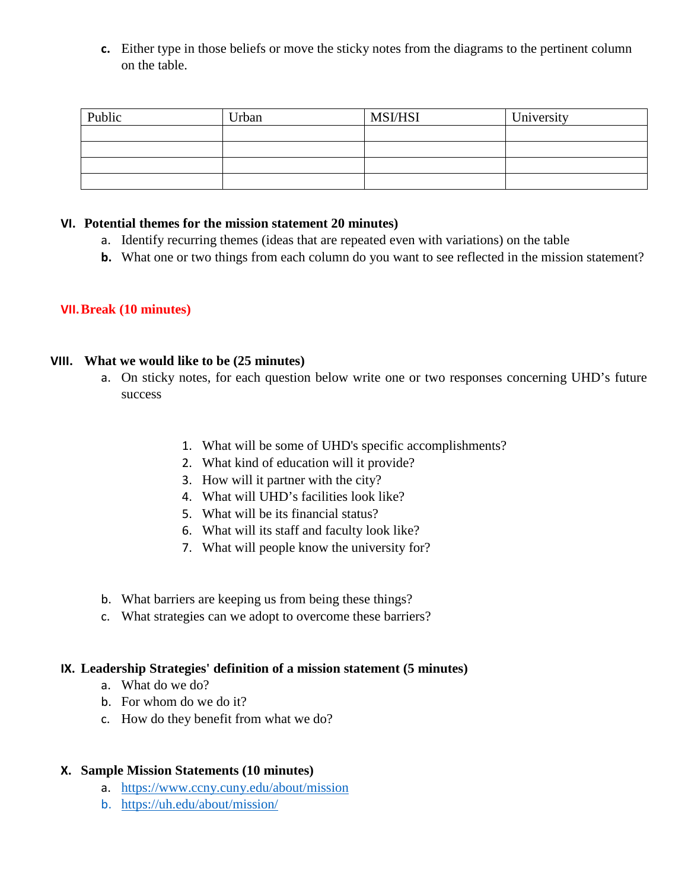c. Either type in those beliefs or move the sticky notes from the diagrams to the pertinent column on the table.

| Public | Urban | MSI/HSI | University |
|---|---|---|---|
| | | | |
| | | | |
| | | | |
| | | | |

**VI. Potential themes for the mission statement 20 minutes)**

a. Identify recurring themes (ideas that are repeated even with variations) on the table

b. What one or two things from each column do you want to see reflected in the mission statement?

**VII. Break (10 minutes)**

**VIII. What we would like to be (25 minutes)**

a. On sticky notes, for each question below write one or two responses concerning UHD's future success

1. What will be some of UHD's specific accomplishments?
2. What kind of education will it provide?
3. How will it partner with the city?
4. What will UHD's facilities look like?
5. What will be its financial status?
6. What will its staff and faculty look like?
7. What will people know the university for?

b. What barriers are keeping us from being these things?

c. What strategies can we adopt to overcome these barriers?

**IX. Leadership Strategies' definition of a mission statement (5 minutes)**

a. What do we do?

b. For whom do we do it?

c. How do they benefit from what we do?

**X. Sample Mission Statements (10 minutes)**

a. https://www.ccny.cuny.edu/about/mission

b. https://uh.edu/about/mission/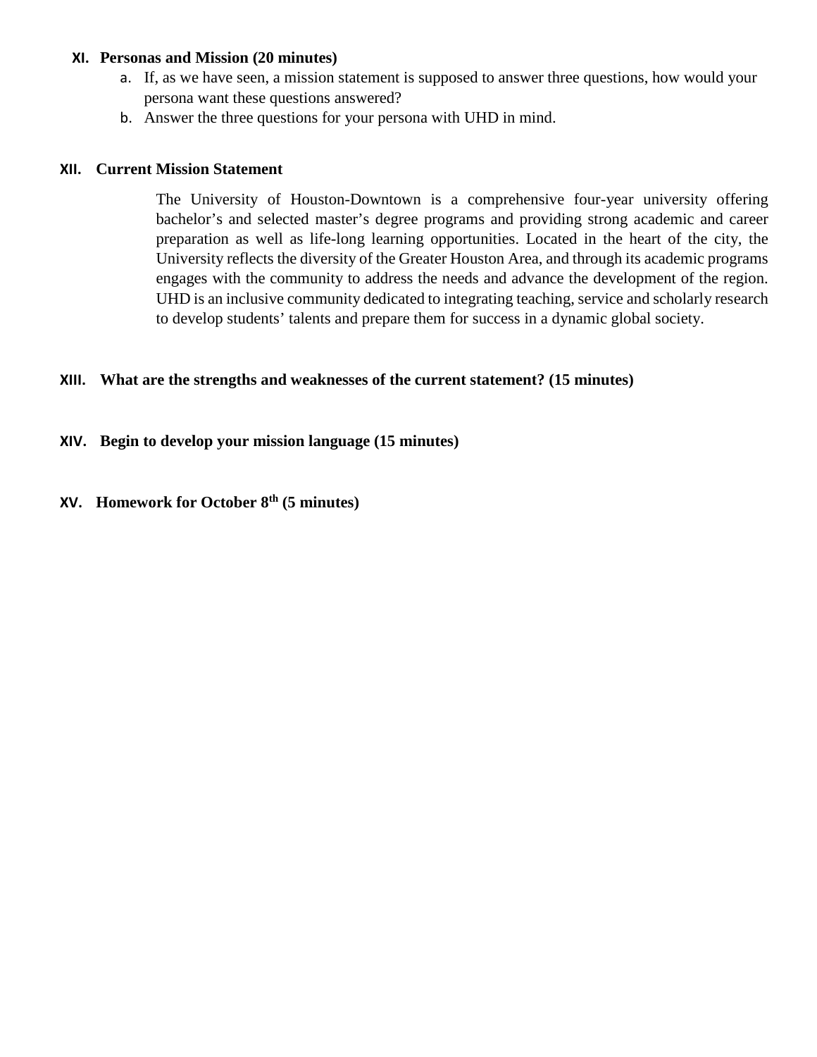**XI. Personas and Mission (20 minutes)**

a. If, as we have seen, a mission statement is supposed to answer three questions, how would your persona want these questions answered?
b. Answer the three questions for your persona with UHD in mind.

**XII. Current Mission Statement**

> The University of Houston-Downtown is a comprehensive four-year university offering bachelor's and selected master's degree programs and providing strong academic and career preparation as well as life-long learning opportunities. Located in the heart of the city, the University reflects the diversity of the Greater Houston Area, and through its academic programs engages with the community to address the needs and advance the development of the region. UHD is an inclusive community dedicated to integrating teaching, service and scholarly research to develop students' talents and prepare them for success in a dynamic global society.

**XIII. What are the strengths and weaknesses of the current statement? (15 minutes)**

**XIV. Begin to develop your mission language (15 minutes)**

**XV. Homework for October 8th (5 minutes)**